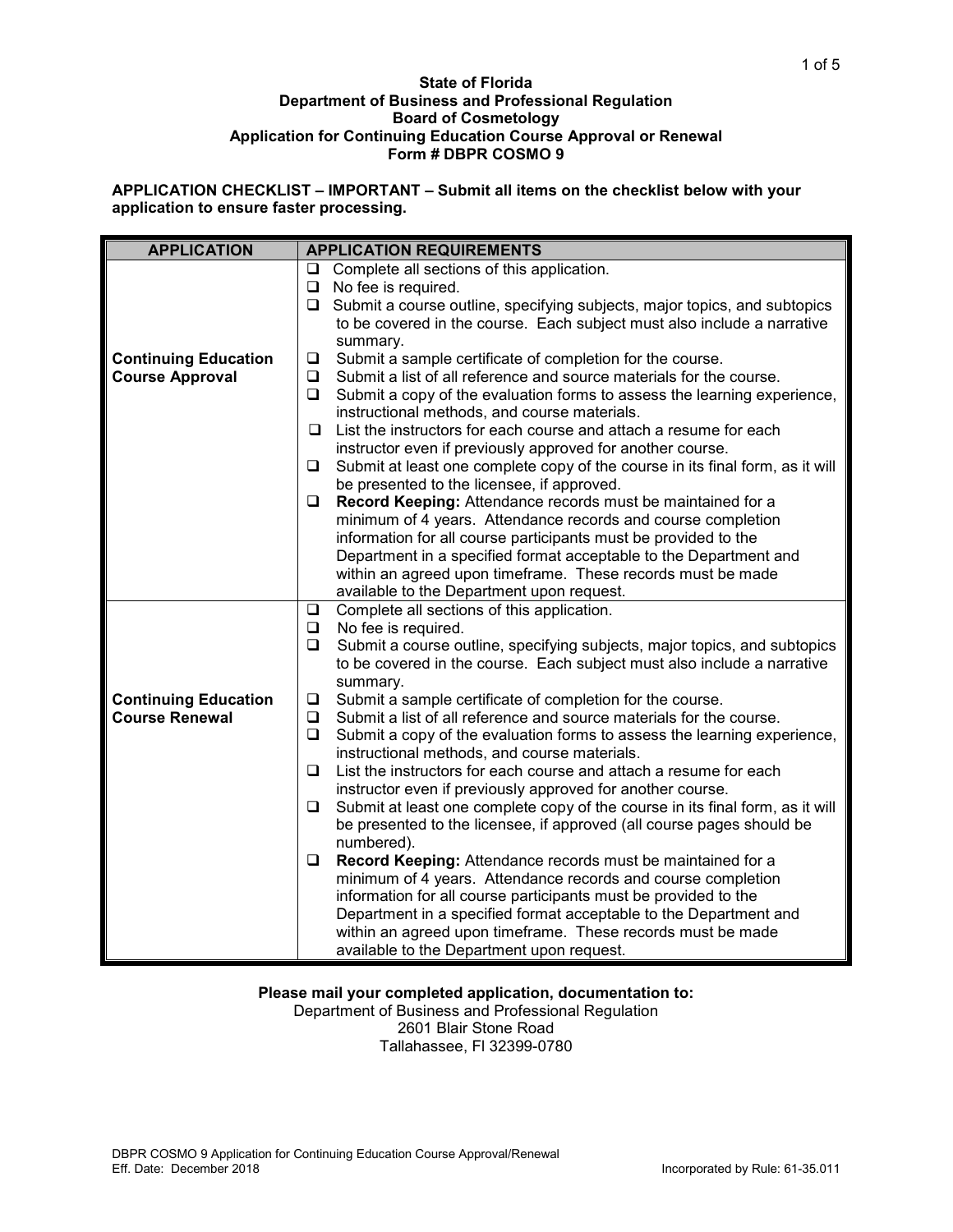**State of Florida**
**Department of Business and Professional Regulation**
**Board of Cosmetology**
**Application for Continuing Education Course Approval or Renewal**
**Form # DBPR COSMO 9**

**APPLICATION CHECKLIST – IMPORTANT – Submit all items on the checklist below with your application to ensure faster processing.**

| APPLICATION | APPLICATION REQUIREMENTS |
|---|---|
| **Continuing Education Course Approval** | ❑ Complete all sections of this application.<br>❑ No fee is required.<br>❑ Submit a course outline, specifying subjects, major topics, and subtopics to be covered in the course. Each subject must also include a narrative summary.<br>❑ Submit a sample certificate of completion for the course.<br>❑ Submit a list of all reference and source materials for the course.<br>❑ Submit a copy of the evaluation forms to assess the learning experience, instructional methods, and course materials.<br>❑ List the instructors for each course and attach a resume for each instructor even if previously approved for another course.<br>❑ Submit at least one complete copy of the course in its final form, as it will be presented to the licensee, if approved.<br>❑ **Record Keeping:** Attendance records must be maintained for a minimum of 4 years. Attendance records and course completion information for all course participants must be provided to the Department in a specified format acceptable to the Department and within an agreed upon timeframe. These records must be made available to the Department upon request. |
| **Continuing Education Course Renewal** | ❑ Complete all sections of this application.<br>❑ No fee is required.<br>❑ Submit a course outline, specifying subjects, major topics, and subtopics to be covered in the course. Each subject must also include a narrative summary.<br>❑ Submit a sample certificate of completion for the course.<br>❑ Submit a list of all reference and source materials for the course.<br>❑ Submit a copy of the evaluation forms to assess the learning experience, instructional methods, and course materials.<br>❑ List the instructors for each course and attach a resume for each instructor even if previously approved for another course.<br>❑ Submit at least one complete copy of the course in its final form, as it will be presented to the licensee, if approved (all course pages should be numbered).<br>❑ **Record Keeping:** Attendance records must be maintained for a minimum of 4 years. Attendance records and course completion information for all course participants must be provided to the Department in a specified format acceptable to the Department and within an agreed upon timeframe. These records must be made available to the Department upon request. |

**Please mail your completed application, documentation to:**

Department of Business and Professional Regulation
2601 Blair Stone Road
Tallahassee, Fl 32399-0780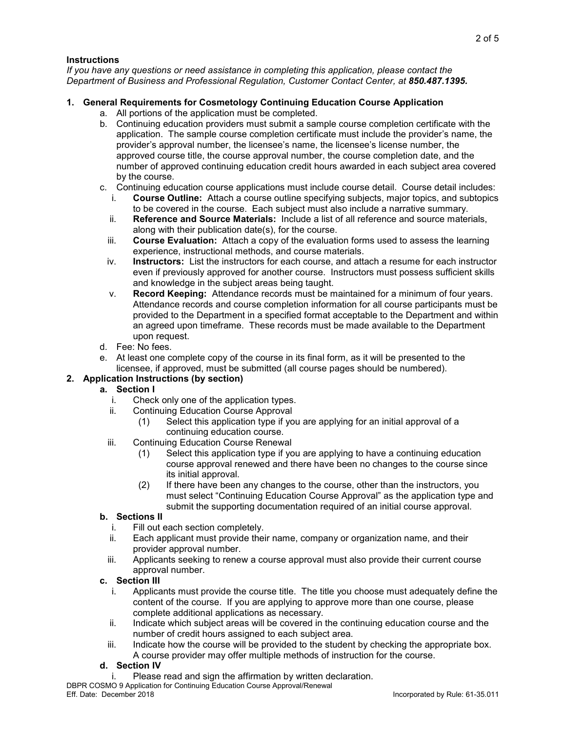**Instructions**

*If you have any questions or need assistance in completing this application, please contact the Department of Business and Professional Regulation, Customer Contact Center, at* ***850.487.1395.***

1. **General Requirements for Cosmetology Continuing Education Course Application**
   a. All portions of the application must be completed.
   b. Continuing education providers must submit a sample course completion certificate with the application. The sample course completion certificate must include the provider's name, the provider's approval number, the licensee's name, the licensee's license number, the approved course title, the course approval number, the course completion date, and the number of approved continuing education credit hours awarded in each subject area covered by the course.
   c. Continuing education course applications must include course detail. Course detail includes:
      i. **Course Outline:** Attach a course outline specifying subjects, major topics, and subtopics to be covered in the course. Each subject must also include a narrative summary.
      ii. **Reference and Source Materials:** Include a list of all reference and source materials, along with their publication date(s), for the course.
      iii. **Course Evaluation:** Attach a copy of the evaluation forms used to assess the learning experience, instructional methods, and course materials.
      iv. **Instructors:** List the instructors for each course, and attach a resume for each instructor even if previously approved for another course. Instructors must possess sufficient skills and knowledge in the subject areas being taught.
      v. **Record Keeping:** Attendance records must be maintained for a minimum of four years. Attendance records and course completion information for all course participants must be provided to the Department in a specified format acceptable to the Department and within an agreed upon timeframe. These records must be made available to the Department upon request.
   d. Fee: No fees.
   e. At least one complete copy of the course in its final form, as it will be presented to the licensee, if approved, must be submitted (all course pages should be numbered).
2. **Application Instructions (by section)**
   a. **Section I**
      i. Check only one of the application types.
      ii. Continuing Education Course Approval
         (1) Select this application type if you are applying for an initial approval of a continuing education course.
      iii. Continuing Education Course Renewal
         (1) Select this application type if you are applying to have a continuing education course approval renewed and there have been no changes to the course since its initial approval.
         (2) If there have been any changes to the course, other than the instructors, you must select "Continuing Education Course Approval" as the application type and submit the supporting documentation required of an initial course approval.
   b. **Sections II**
      i. Fill out each section completely.
      ii. Each applicant must provide their name, company or organization name, and their provider approval number.
      iii. Applicants seeking to renew a course approval must also provide their current course approval number.
   c. **Section III**
      i. Applicants must provide the course title. The title you choose must adequately define the content of the course. If you are applying to approve more than one course, please complete additional applications as necessary.
      ii. Indicate which subject areas will be covered in the continuing education course and the number of credit hours assigned to each subject area.
      iii. Indicate how the course will be provided to the student by checking the appropriate box. A course provider may offer multiple methods of instruction for the course.
   d. **Section IV**
      i. Please read and sign the affirmation by written declaration.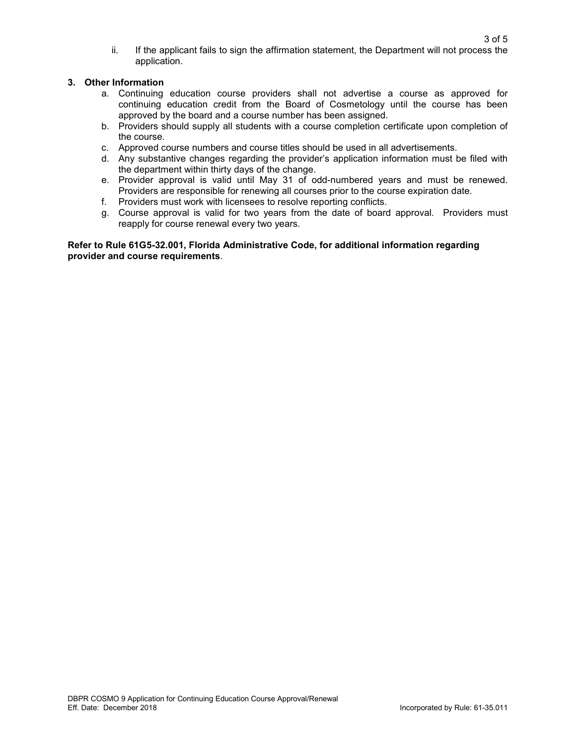ii. If the applicant fails to sign the affirmation statement, the Department will not process the application.

**3. Other Information**

a. Continuing education course providers shall not advertise a course as approved for continuing education credit from the Board of Cosmetology until the course has been approved by the board and a course number has been assigned.
b. Providers should supply all students with a course completion certificate upon completion of the course.
c. Approved course numbers and course titles should be used in all advertisements.
d. Any substantive changes regarding the provider's application information must be filed with the department within thirty days of the change.
e. Provider approval is valid until May 31 of odd-numbered years and must be renewed. Providers are responsible for renewing all courses prior to the course expiration date.
f. Providers must work with licensees to resolve reporting conflicts.
g. Course approval is valid for two years from the date of board approval. Providers must reapply for course renewal every two years.

**Refer to Rule 61G5-32.001, Florida Administrative Code, for additional information regarding provider and course requirements**.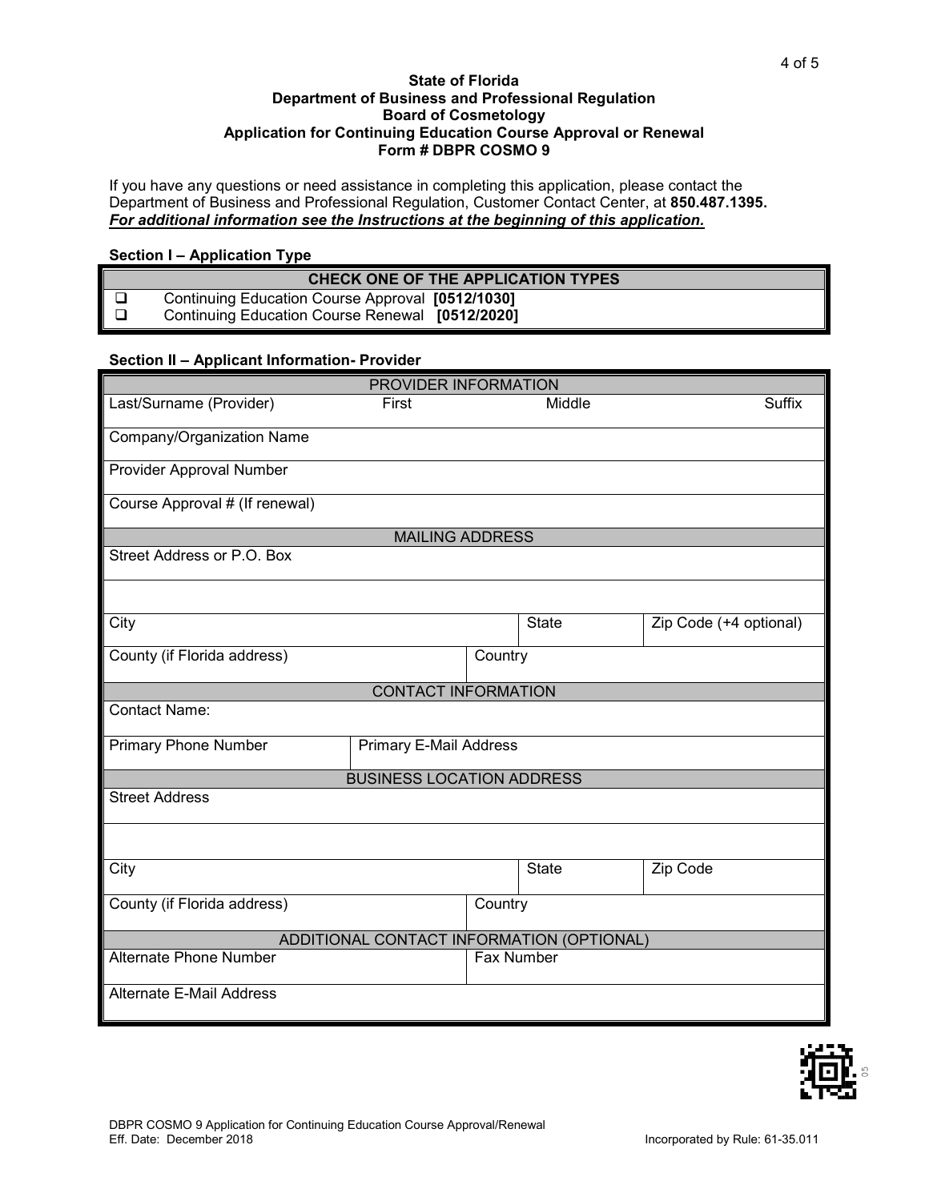**State of Florida**
**Department of Business and Professional Regulation**
**Board of Cosmetology**
**Application for Continuing Education Course Approval or Renewal**
**Form # DBPR COSMO 9**

If you have any questions or need assistance in completing this application, please contact the Department of Business and Professional Regulation, Customer Contact Center, at **850.487.1395.**
***For additional information see the Instructions at the beginning of this application.***

**Section I – Application Type**

| CHECK ONE OF THE APPLICATION TYPES |
|---|
| ☐ Continuing Education Course Approval **[0512/1030]** |
| ☐ Continuing Education Course Renewal **[0512/2020]** |

**Section II – Applicant Information- Provider**

| PROVIDER INFORMATION | | | |
|---|---|---|---|
| Last/Surname (Provider) | First | Middle | Suffix |
| Company/Organization Name | | | |
| Provider Approval Number | | | |
| Course Approval # (If renewal) | | | |
| **MAILING ADDRESS** | | | |
| Street Address or P.O. Box | | | |
| | | | |
| City | | State | Zip Code (+4 optional) |
| County (if Florida address) | Country | | |
| **CONTACT INFORMATION** | | | |
| Contact Name: | | | |
| Primary Phone Number | Primary E-Mail Address | | |
| **BUSINESS LOCATION ADDRESS** | | | |
| Street Address | | | |
| | | | |
| City | | State | Zip Code |
| County (if Florida address) | Country | | |
| **ADDITIONAL CONTACT INFORMATION (OPTIONAL)** | | | |
| Alternate Phone Number | Fax Number | | |
| Alternate E-Mail Address | | | |

DBPR COSMO 9 Application for Continuing Education Course Approval/Renewal
Eff. Date: December 2018

Incorporated by Rule: 61-35.011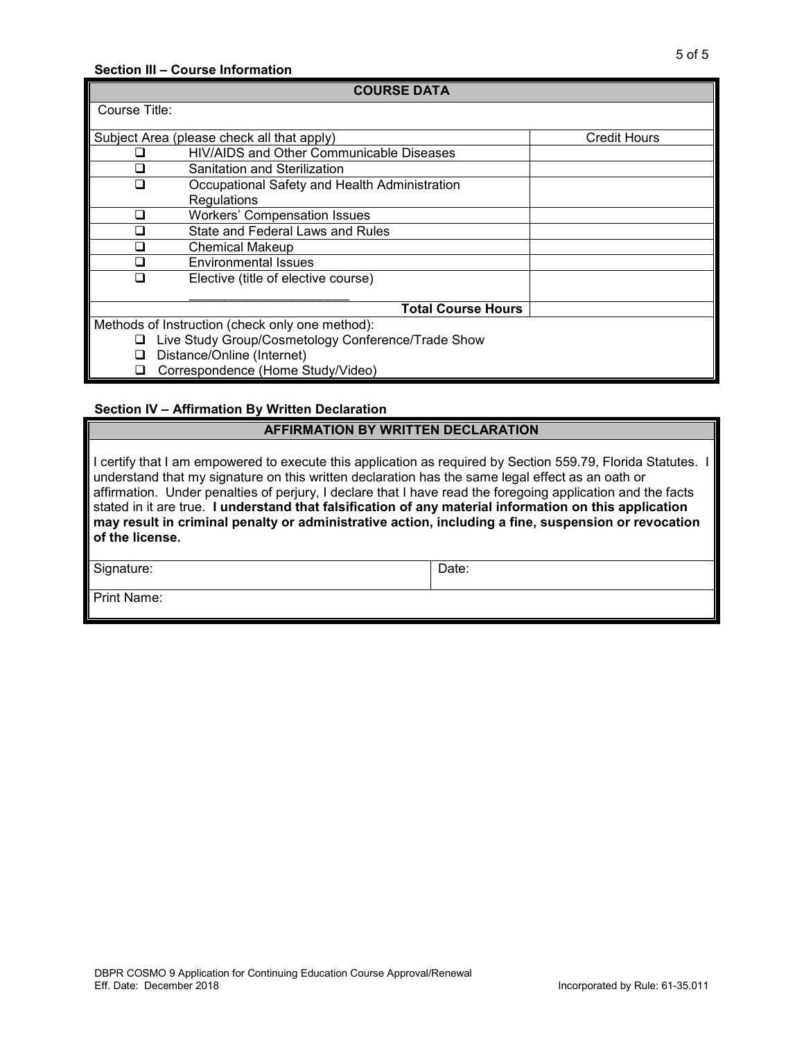**Section III – Course Information**

| COURSE DATA | | |
|---|---|---|
| Course Title: | | |
| Subject Area (please check all that apply) | | Credit Hours |
| ❑ | HIV/AIDS and Other Communicable Diseases | |
| ❑ | Sanitation and Sterilization | |
| ❑ | Occupational Safety and Health Administration Regulations | |
| ❑ | Workers' Compensation Issues | |
| ❑ | State and Federal Laws and Rules | |
| ❑ | Chemical Makeup | |
| ❑ | Environmental Issues | |
| ❑ | Elective (title of elective course) ______________________ | |
| | **Total Course Hours** | |

Methods of Instruction (check only one method):

- ❑ Live Study Group/Cosmetology Conference/Trade Show
- ❑ Distance/Online (Internet)
- ❑ Correspondence (Home Study/Video)

**Section IV – Affirmation By Written Declaration**

**AFFIRMATION BY WRITTEN DECLARATION**

I certify that I am empowered to execute this application as required by Section 559.79, Florida Statutes. I understand that my signature on this written declaration has the same legal effect as an oath or affirmation. Under penalties of perjury, I declare that I have read the foregoing application and the facts stated in it are true. **I understand that falsification of any material information on this application may result in criminal penalty or administrative action, including a fine, suspension or revocation of the license.**

| | |
|---|---|
| Signature: | Date: |
| Print Name: | |

DBPR COSMO 9 Application for Continuing Education Course Approval/Renewal
Eff. Date: December 2018 Incorporated by Rule: 61-35.011